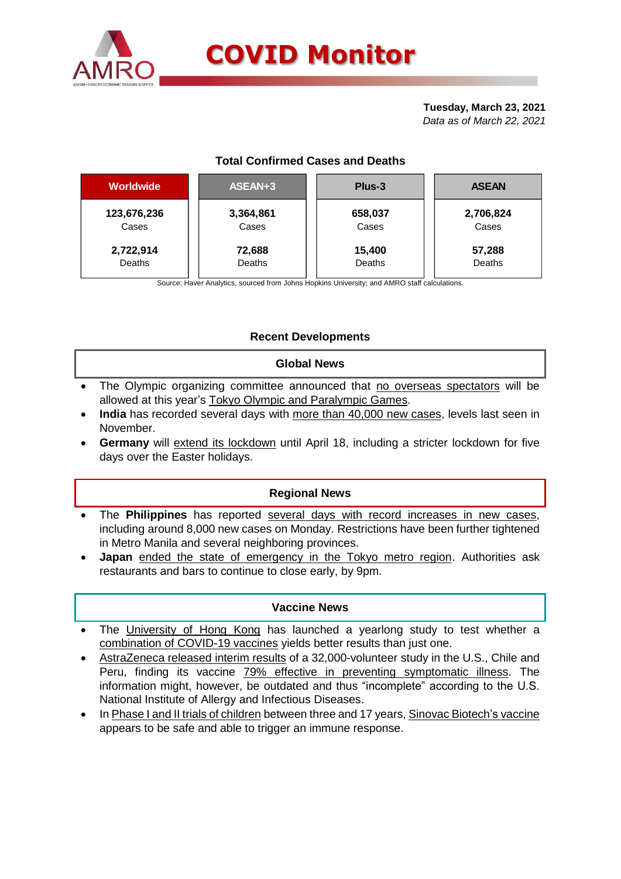# COVID Monitor

**Tuesday, March 23, 2021**
*Data as of March 22, 2021*

## Total Confirmed Cases and Deaths

| Worldwide | ASEAN+3 | Plus-3 | ASEAN |
|---|---|---|---|
| **123,676,236** Cases | **3,364,861** Cases | **658,037** Cases | **2,706,824** Cases |
| **2,722,914** Deaths | **72,688** Deaths | **15,400** Deaths | **57,288** Deaths |

Source: Haver Analytics, sourced from Johns Hopkins University; and AMRO staff calculations.

## Recent Developments

### Global News

- The Olympic organizing committee announced that no overseas spectators will be allowed at this year's Tokyo Olympic and Paralympic Games.
- **India** has recorded several days with more than 40,000 new cases, levels last seen in November.
- **Germany** will extend its lockdown until April 18, including a stricter lockdown for five days over the Easter holidays.

### Regional News

- The **Philippines** has reported several days with record increases in new cases, including around 8,000 new cases on Monday. Restrictions have been further tightened in Metro Manila and several neighboring provinces.
- **Japan** ended the state of emergency in the Tokyo metro region. Authorities ask restaurants and bars to continue to close early, by 9pm.

### Vaccine News

- The University of Hong Kong has launched a yearlong study to test whether a combination of COVID-19 vaccines yields better results than just one.
- AstraZeneca released interim results of a 32,000-volunteer study in the U.S., Chile and Peru, finding its vaccine 79% effective in preventing symptomatic illness. The information might, however, be outdated and thus "incomplete" according to the U.S. National Institute of Allergy and Infectious Diseases.
- In Phase I and II trials of children between three and 17 years, Sinovac Biotech's vaccine appears to be safe and able to trigger an immune response.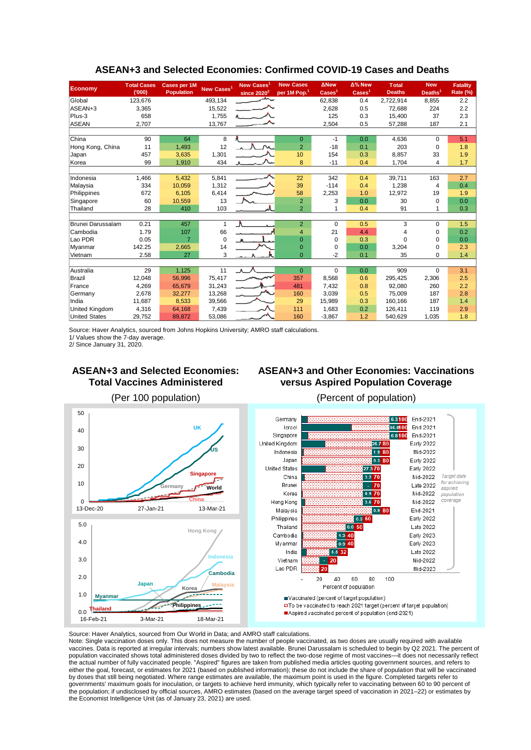## ASEAN+3 and Selected Economies: Confirmed COVID-19 Cases and Deaths

| Economy | Total Cases ('000) | Cases per 1M Population | New Cases[1] | New Cases[1] since 2020[2] | New Cases per 1M Pop.[1] | ΔNew Cases[1] | Δ% New Cases[1] | Total Deaths | New Deaths[1] | Fatality Rate (%) |
|---|---|---|---|---|---|---|---|---|---|---|
| Global | 123,676 | | 493,134 | | | 62,838 | 0.4 | 2,722,914 | 8,855 | 2.2 |
| ASEAN+3 | 3,365 | | 15,522 | | | 2,628 | 0.5 | 72,688 | 224 | 2.2 |
| Plus-3 | 658 | | 1,755 | | | 125 | 0.3 | 15,400 | 37 | 2.3 |
| ASEAN | 2,707 | | 13,767 | | | 2,504 | 0.5 | 57,288 | 187 | 2.1 |
| | | | | | | | | | | |
| China | 90 | 64 | 8 | | 0 | -1 | 0.0 | 4,636 | 0 | 5.1 |
| Hong Kong, China | 11 | 1,493 | 12 | | 2 | -18 | 0.1 | 203 | 0 | 1.8 |
| Japan | 457 | 3,635 | 1,301 | | 10 | 154 | 0.3 | 8,857 | 33 | 1.9 |
| Korea | 99 | 1,910 | 434 | | 8 | -11 | 0.4 | 1,704 | 4 | 1.7 |
| | | | | | | | | | | |
| Indonesia | 1,466 | 5,432 | 5,841 | | 22 | 342 | 0.4 | 39,711 | 163 | 2.7 |
| Malaysia | 334 | 10,059 | 1,312 | | 39 | -114 | 0.4 | 1,238 | 4 | 0.4 |
| Philippines | 672 | 6,105 | 6,414 | | 58 | 2,253 | 1.0 | 12,972 | 19 | 1.9 |
| Singapore | 60 | 10,559 | 13 | | 2 | 3 | 0.0 | 30 | 0 | 0.0 |
| Thailand | 28 | 410 | 103 | | 2 | 1 | 0.4 | 91 | 1 | 0.3 |
| | | | | | | | | | | |
| Brunei Darussalam | 0.21 | 457 | 1 | | 2 | 0 | 0.5 | 3 | 0 | 1.5 |
| Cambodia | 1.79 | 107 | 66 | | 4 | 21 | 4.4 | 4 | 0 | 0.2 |
| Lao PDR | 0.05 | 7 | 0 | | 0 | 0 | 0.3 | 0 | 0 | 0.0 |
| Myanmar | 142.25 | 2,665 | 14 | | 0 | 0 | 0.0 | 3,204 | 0 | 2.3 |
| Vietnam | 2.58 | 27 | 3 | | 0 | -2 | 0.1 | 35 | 0 | 1.4 |
| | | | | | | | | | | |
| Australia | 29 | 1,125 | 11 | | 0 | 0 | 0.0 | 909 | 0 | 3.1 |
| Brazil | 12,048 | 56,996 | 75,417 | | 357 | 8,568 | 0.6 | 295,425 | 2,306 | 2.5 |
| France | 4,269 | 65,679 | 31,243 | | 481 | 7,432 | 0.8 | 92,080 | 260 | 2.2 |
| Germany | 2,678 | 32,277 | 13,268 | | 160 | 3,039 | 0.5 | 75,009 | 187 | 2.8 |
| India | 11,687 | 8,533 | 39,566 | | 29 | 15,989 | 0.3 | 160,166 | 187 | 1.4 |
| United Kingdom | 4,316 | 64,168 | 7,439 | | 111 | 1,683 | 0.2 | 126,411 | 119 | 2.9 |
| United States | 29,752 | 89,872 | 53,086 | | 160 | -3,867 | 1.2 | 540,629 | 1,035 | 1.8 |

Source: Haver Analytics, sourced from Johns Hopkins University; AMRO staff calculations.
1/ Values show the 7-day average.
2/ Since January 31, 2020.

## ASEAN+3 and Selected Economies: Total Vaccines Administered

(Per 100 population)

50
40
30
20
10
0
13-Dec-20
27-Jan-21
13-Mar-21
UK
US
Singapore
Germany
World
China

5.0
4.0
3.0
2.0
1.0
0.0
16-Feb-21
3-Mar-21
18-Mar-21
Hong Kong
Indonesia
Cambodia
Malaysia
Japan
Korea
Myanmar
Thailand
Philippines

## ASEAN+3 and Other Economies: Vaccinations versus Aspired Population Coverage

(Percent of population)

Germany 6.3 100 End-2021
Israel 56.6 100 End 2021
Singapore 6.8 100 End-2021
United Kingdom 26.7 80 Early 2022
Indonesia 1.9 80 Mid-2022
Japan 0.3 80 Early 2022
United States 27.3 70 Early 2022
China 3.2 70 Mid-2022
Brunei - 70 Late 2022
Korea 0.9 70 Mid-2022
Hong Kong 3.6 70 Mid-2022
Malaysia 0.9 80 End-2021
Philippines 0.3 60 Early 2022
Thailand 0.0 50 Late 2022
Cambodia 1.3 40 Early 2023
Myanmar 0.9 40 Early 2023
India 5.5 32 Late 2022
Vietnam - 20 Mid-2022
Lao PDR 20 Mid-2023

Target date for achieving aspired population coverage

- 20 40 60 80 100
Percent of population

■Vaccinated (percent of target population)
□To be vaccinated to reach 2021 target (percent of target population)
■Aspired vaccinated percent of population (end-2021)

Source: Haver Analytics, sourced from Our World in Data; and AMRO staff calculations.
Note: Single vaccination doses only. This does not measure the number of people vaccinated, as two doses are usually required with available vaccines. Data is reported at irregular intervals; numbers show latest available. Brunei Darussalam is scheduled to begin by Q2 2021. The percent of population vaccinated shows total administered doses divided by two to reflect the two-dose regime of most vaccines—it does not necessarily reflect the actual number of fully vaccinated people. "Aspired" figures are taken from published media articles quoting government sources, and refers to either the goal, forecast, or estimates for 2021 (based on published information); these do not include the share of population that will be vaccinated by doses that still being negotiated. Where range estimates are available, the maximum point is used in the figure. Completed targets refer to governments' maximum goals for inoculation, or targets to achieve herd immunity, which typically refer to vaccinating between 60 to 90 percent of the population; if undisclosed by official sources, AMRO estimates (based on the average target speed of vaccination in 2021–22) or estimates by the Economist Intelligence Unit (as of January 23, 2021) are used.